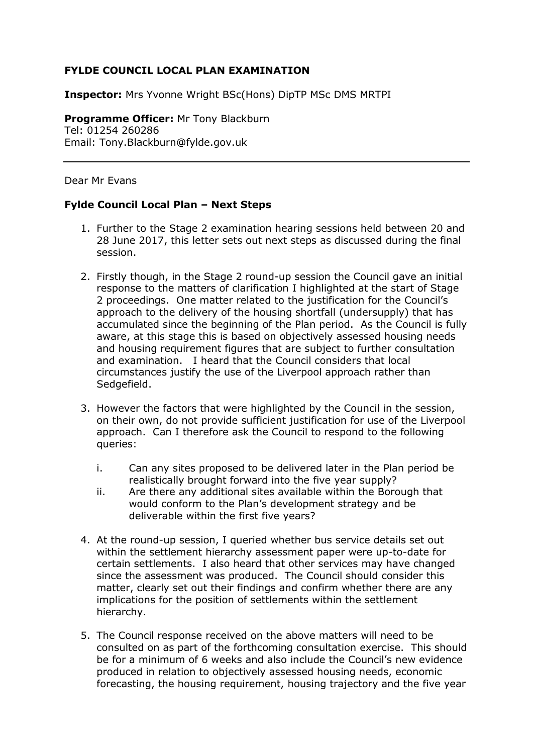**FYLDE COUNCIL LOCAL PLAN EXAMINATION**

**Inspector:** Mrs Yvonne Wright BSc(Hons) DipTP MSc DMS MRTPI

**Programme Officer:** Mr Tony Blackburn
Tel: 01254 260286
Email: Tony.Blackburn@fylde.gov.uk

---

Dear Mr Evans

**Fylde Council Local Plan – Next Steps**

1. Further to the Stage 2 examination hearing sessions held between 20 and 28 June 2017, this letter sets out next steps as discussed during the final session.

2. Firstly though, in the Stage 2 round-up session the Council gave an initial response to the matters of clarification I highlighted at the start of Stage 2 proceedings. One matter related to the justification for the Council's approach to the delivery of the housing shortfall (undersupply) that has accumulated since the beginning of the Plan period. As the Council is fully aware, at this stage this is based on objectively assessed housing needs and housing requirement figures that are subject to further consultation and examination. I heard that the Council considers that local circumstances justify the use of the Liverpool approach rather than Sedgefield.

3. However the factors that were highlighted by the Council in the session, on their own, do not provide sufficient justification for use of the Liverpool approach. Can I therefore ask the Council to respond to the following queries:

   i. Can any sites proposed to be delivered later in the Plan period be realistically brought forward into the five year supply?

   ii. Are there any additional sites available within the Borough that would conform to the Plan's development strategy and be deliverable within the first five years?

4. At the round-up session, I queried whether bus service details set out within the settlement hierarchy assessment paper were up-to-date for certain settlements. I also heard that other services may have changed since the assessment was produced. The Council should consider this matter, clearly set out their findings and confirm whether there are any implications for the position of settlements within the settlement hierarchy.

5. The Council response received on the above matters will need to be consulted on as part of the forthcoming consultation exercise. This should be for a minimum of 6 weeks and also include the Council's new evidence produced in relation to objectively assessed housing needs, economic forecasting, the housing requirement, housing trajectory and the five year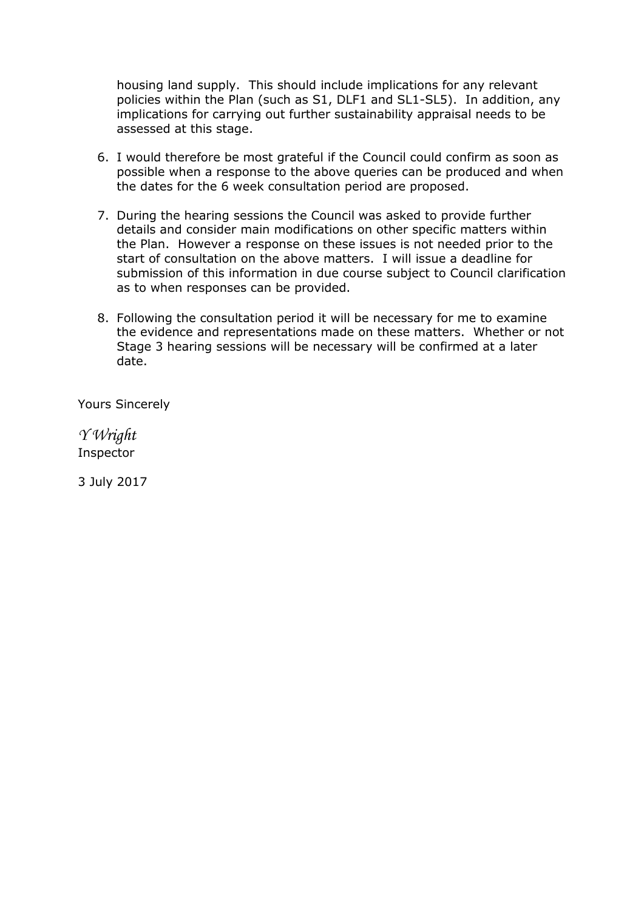housing land supply. This should include implications for any relevant policies within the Plan (such as S1, DLF1 and SL1-SL5). In addition, any implications for carrying out further sustainability appraisal needs to be assessed at this stage.

6. I would therefore be most grateful if the Council could confirm as soon as possible when a response to the above queries can be produced and when the dates for the 6 week consultation period are proposed.

7. During the hearing sessions the Council was asked to provide further details and consider main modifications on other specific matters within the Plan. However a response on these issues is not needed prior to the start of consultation on the above matters. I will issue a deadline for submission of this information in due course subject to Council clarification as to when responses can be provided.

8. Following the consultation period it will be necessary for me to examine the evidence and representations made on these matters. Whether or not Stage 3 hearing sessions will be necessary will be confirmed at a later date.

Yours Sincerely

*Y Wright*
Inspector

3 July 2017